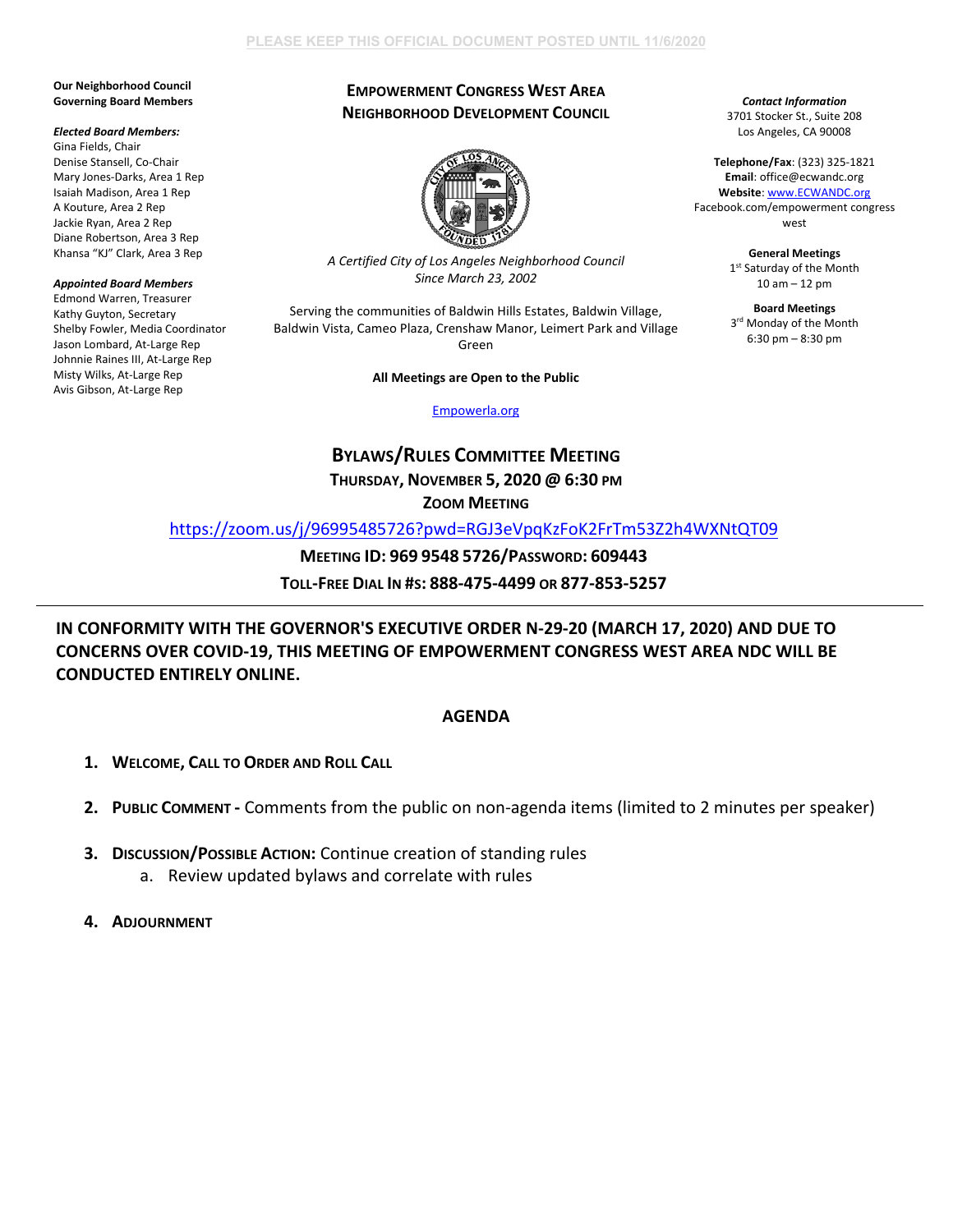PLEASE KEEP THIS OFFICIAL DOCUMENT POSTED UNTIL 11/6/2020

**Our Neighborhood Council Governing Board Members**

***Elected Board Members:***
Gina Fields, Chair
Denise Stansell, Co-Chair
Mary Jones-Darks, Area 1 Rep
Isaiah Madison, Area 1 Rep
A Kouture, Area 2 Rep
Jackie Ryan, Area 2 Rep
Diane Robertson, Area 3 Rep
Khansa "KJ" Clark, Area 3 Rep

***Appointed Board Members***
Edmond Warren, Treasurer
Kathy Guyton, Secretary
Shelby Fowler, Media Coordinator
Jason Lombard, At-Large Rep
Johnnie Raines III, At-Large Rep
Misty Wilks, At-Large Rep
Avis Gibson, At-Large Rep

# EMPOWERMENT CONGRESS WEST AREA NEIGHBORHOOD DEVELOPMENT COUNCIL

*A Certified City of Los Angeles Neighborhood Council*
*Since March 23, 2002*

Serving the communities of Baldwin Hills Estates, Baldwin Village, Baldwin Vista, Cameo Plaza, Crenshaw Manor, Leimert Park and Village Green

**All Meetings are Open to the Public**

Empowerla.org

***Contact Information***
3701 Stocker St., Suite 208
Los Angeles, CA 90008

**Telephone/Fax**: (323) 325-1821
**Email**: office@ecwandc.org
**Website**: www.ECWANDC.org
Facebook.com/empowerment congress west

**General Meetings**
1st Saturday of the Month
10 am – 12 pm

**Board Meetings**
3rd Monday of the Month
6:30 pm – 8:30 pm

## BYLAWS/RULES COMMITTEE MEETING

**THURSDAY, NOVEMBER 5, 2020 @ 6:30 PM**

**ZOOM MEETING**

https://zoom.us/j/96995485726?pwd=RGJ3eVpqKzFoK2FrTm53Z2h4WXNtQT09

**MEETING ID: 969 9548 5726/PASSWORD: 609443**

**TOLL-FREE DIAL IN #S: 888-475-4499 OR 877-853-5257**

---

**IN CONFORMITY WITH THE GOVERNOR'S EXECUTIVE ORDER N-29-20 (MARCH 17, 2020) AND DUE TO CONCERNS OVER COVID-19, THIS MEETING OF EMPOWERMENT CONGRESS WEST AREA NDC WILL BE CONDUCTED ENTIRELY ONLINE.**

## AGENDA

1. **WELCOME, CALL TO ORDER AND ROLL CALL**

2. **PUBLIC COMMENT -** Comments from the public on non-agenda items (limited to 2 minutes per speaker)

3. **DISCUSSION/POSSIBLE ACTION:** Continue creation of standing rules
   a. Review updated bylaws and correlate with rules

4. **ADJOURNMENT**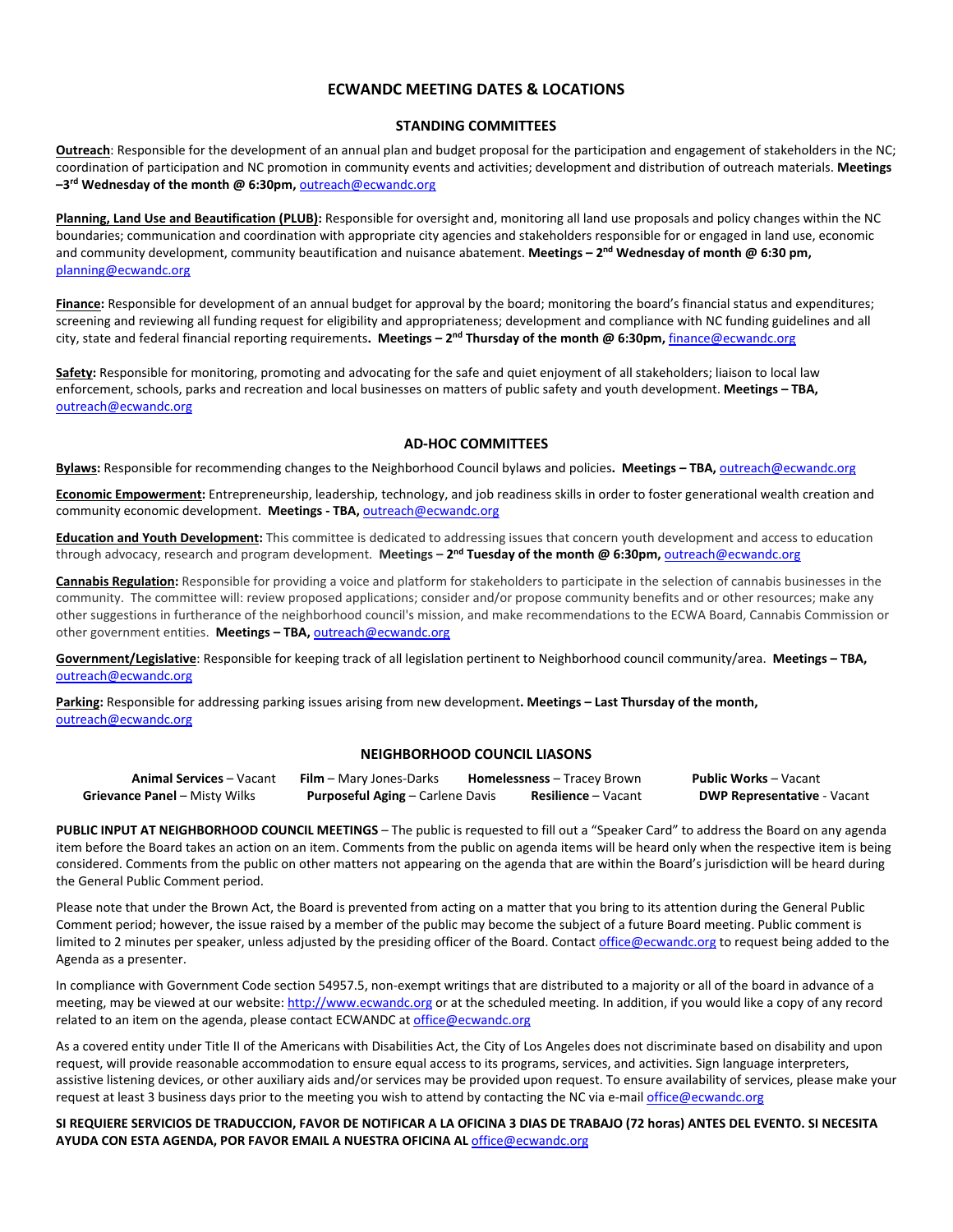# ECWANDC MEETING DATES & LOCATIONS

## STANDING COMMITTEES

**Outreach**: Responsible for the development of an annual plan and budget proposal for the participation and engagement of stakeholders in the NC; coordination of participation and NC promotion in community events and activities; development and distribution of outreach materials. **Meetings –3rd Wednesday of the month @ 6:30pm,** outreach@ecwandc.org

**Planning, Land Use and Beautification (PLUB):** Responsible for oversight and, monitoring all land use proposals and policy changes within the NC boundaries; communication and coordination with appropriate city agencies and stakeholders responsible for or engaged in land use, economic and community development, community beautification and nuisance abatement. **Meetings – 2nd Wednesday of month @ 6:30 pm,** planning@ecwandc.org

**Finance:** Responsible for development of an annual budget for approval by the board; monitoring the board's financial status and expenditures; screening and reviewing all funding request for eligibility and appropriateness; development and compliance with NC funding guidelines and all city, state and federal financial reporting requirements**. Meetings – 2nd Thursday of the month @ 6:30pm,** finance@ecwandc.org

**Safety:** Responsible for monitoring, promoting and advocating for the safe and quiet enjoyment of all stakeholders; liaison to local law enforcement, schools, parks and recreation and local businesses on matters of public safety and youth development. **Meetings – TBA,** outreach@ecwandc.org

## AD-HOC COMMITTEES

**Bylaws:** Responsible for recommending changes to the Neighborhood Council bylaws and policies**. Meetings – TBA,** outreach@ecwandc.org

**Economic Empowerment:** Entrepreneurship, leadership, technology, and job readiness skills in order to foster generational wealth creation and community economic development. **Meetings - TBA,** outreach@ecwandc.org

**Education and Youth Development:** This committee is dedicated to addressing issues that concern youth development and access to education through advocacy, research and program development. **Meetings – 2nd Tuesday of the month @ 6:30pm,** outreach@ecwandc.org

**Cannabis Regulation:** Responsible for providing a voice and platform for stakeholders to participate in the selection of cannabis businesses in the community. The committee will: review proposed applications; consider and/or propose community benefits and or other resources; make any other suggestions in furtherance of the neighborhood council's mission, and make recommendations to the ECWA Board, Cannabis Commission or other government entities. **Meetings – TBA,** outreach@ecwandc.org

**Government/Legislative**: Responsible for keeping track of all legislation pertinent to Neighborhood council community/area. **Meetings – TBA,** outreach@ecwandc.org

**Parking:** Responsible for addressing parking issues arising from new development**. Meetings – Last Thursday of the month,** outreach@ecwandc.org

## NEIGHBORHOOD COUNCIL LIASONS

| | | | |
|---|---|---|---|
| **Animal Services** – Vacant | **Film** – Mary Jones-Darks | **Homelessness** – Tracey Brown | **Public Works** – Vacant |
| **Grievance Panel** – Misty Wilks | **Purposeful Aging** – Carlene Davis | **Resilience** – Vacant | **DWP Representative** - Vacant |

**PUBLIC INPUT AT NEIGHBORHOOD COUNCIL MEETINGS** – The public is requested to fill out a "Speaker Card" to address the Board on any agenda item before the Board takes an action on an item. Comments from the public on agenda items will be heard only when the respective item is being considered. Comments from the public on other matters not appearing on the agenda that are within the Board's jurisdiction will be heard during the General Public Comment period.

Please note that under the Brown Act, the Board is prevented from acting on a matter that you bring to its attention during the General Public Comment period; however, the issue raised by a member of the public may become the subject of a future Board meeting. Public comment is limited to 2 minutes per speaker, unless adjusted by the presiding officer of the Board. Contact office@ecwandc.org to request being added to the Agenda as a presenter.

In compliance with Government Code section 54957.5, non-exempt writings that are distributed to a majority or all of the board in advance of a meeting, may be viewed at our website: http://www.ecwandc.org or at the scheduled meeting. In addition, if you would like a copy of any record related to an item on the agenda, please contact ECWANDC at office@ecwandc.org

As a covered entity under Title II of the Americans with Disabilities Act, the City of Los Angeles does not discriminate based on disability and upon request, will provide reasonable accommodation to ensure equal access to its programs, services, and activities. Sign language interpreters, assistive listening devices, or other auxiliary aids and/or services may be provided upon request. To ensure availability of services, please make your request at least 3 business days prior to the meeting you wish to attend by contacting the NC via e-mail office@ecwandc.org

**SI REQUIERE SERVICIOS DE TRADUCCION, FAVOR DE NOTIFICAR A LA OFICINA 3 DIAS DE TRABAJO (72 horas) ANTES DEL EVENTO. SI NECESITA AYUDA CON ESTA AGENDA, POR FAVOR EMAIL A NUESTRA OFICINA AL** office@ecwandc.org